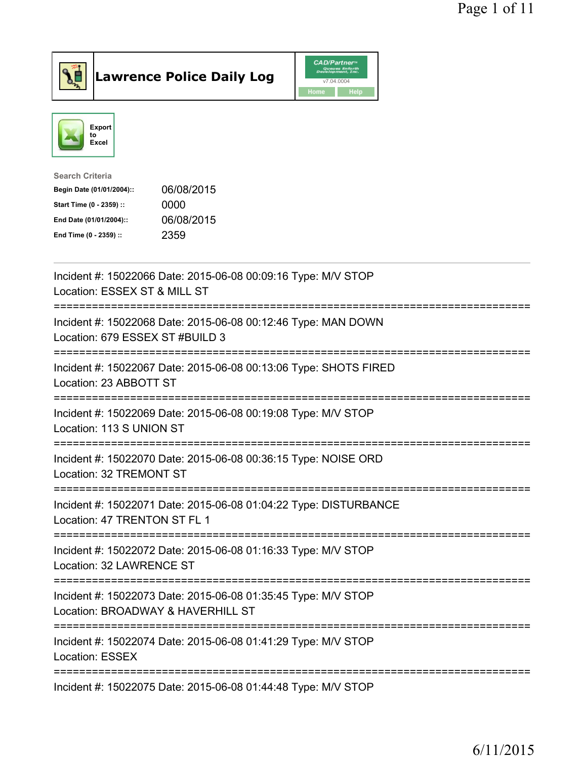# Lawrence Police Daily Log

Export to Excel

**Search Criteria**

| | |
|---|---|
| Begin Date (01/01/2004):: | 06/08/2015 |
| Start Time (0 - 2359) :: | 0000 |
| End Date (01/01/2004):: | 06/08/2015 |
| End Time (0 - 2359) :: | 2359 |

---

Incident #: 15022066 Date: 2015-06-08 00:09:16 Type: M/V STOP
Location: ESSEX ST & MILL ST
===========================================================================
Incident #: 15022068 Date: 2015-06-08 00:12:46 Type: MAN DOWN
Location: 679 ESSEX ST #BUILD 3
===========================================================================
Incident #: 15022067 Date: 2015-06-08 00:13:06 Type: SHOTS FIRED
Location: 23 ABBOTT ST
===========================================================================
Incident #: 15022069 Date: 2015-06-08 00:19:08 Type: M/V STOP
Location: 113 S UNION ST
===========================================================================
Incident #: 15022070 Date: 2015-06-08 00:36:15 Type: NOISE ORD
Location: 32 TREMONT ST
===========================================================================
Incident #: 15022071 Date: 2015-06-08 01:04:22 Type: DISTURBANCE
Location: 47 TRENTON ST FL 1
===========================================================================
Incident #: 15022072 Date: 2015-06-08 01:16:33 Type: M/V STOP
Location: 32 LAWRENCE ST
===========================================================================
Incident #: 15022073 Date: 2015-06-08 01:35:45 Type: M/V STOP
Location: BROADWAY & HAVERHILL ST
===========================================================================
Incident #: 15022074 Date: 2015-06-08 01:41:29 Type: M/V STOP
Location: ESSEX
===========================================================================
Incident #: 15022075 Date: 2015-06-08 01:44:48 Type: M/V STOP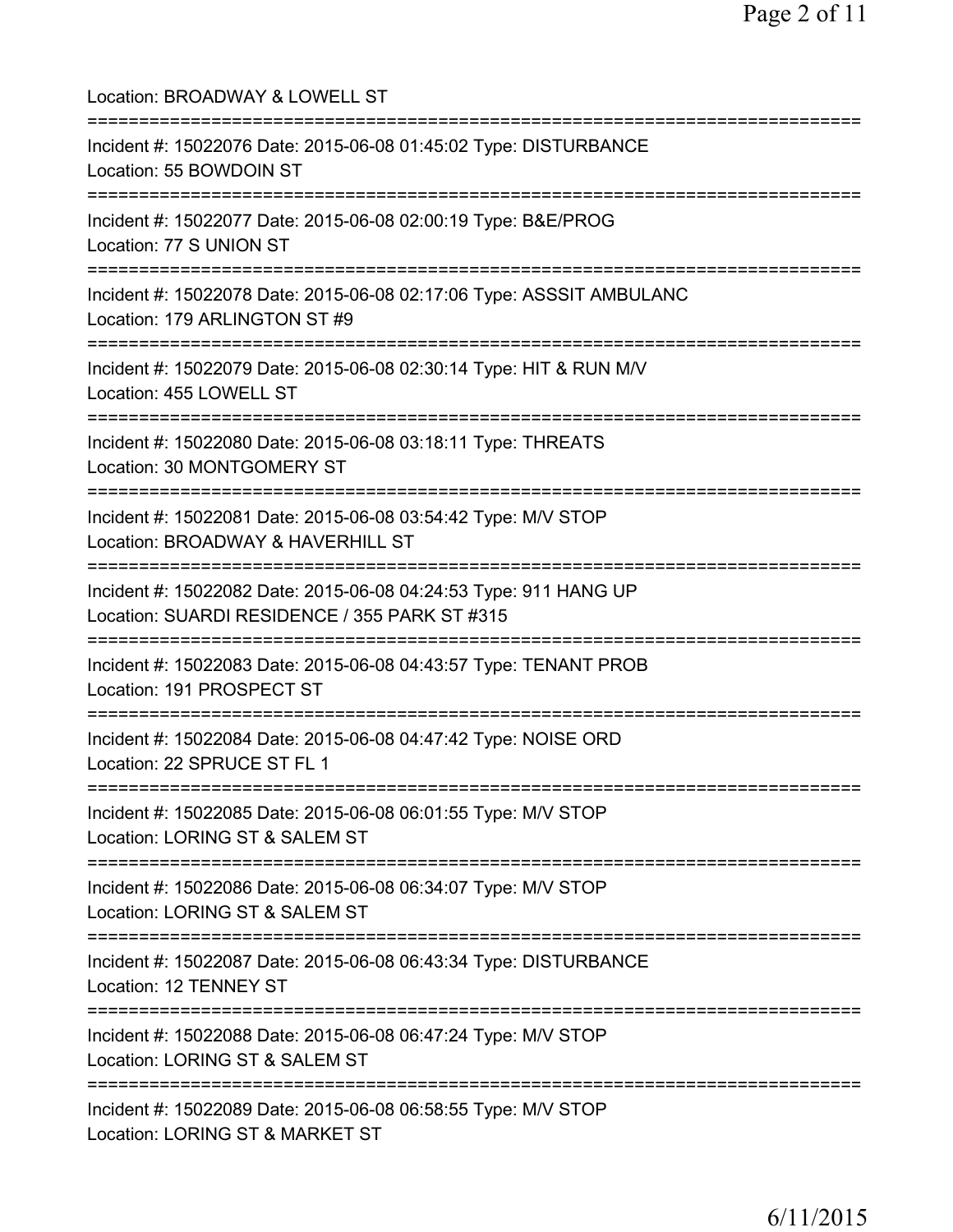Location: BROADWAY & LOWELL ST

===========================================================================

Incident #: 15022076 Date: 2015-06-08 01:45:02 Type: DISTURBANCE
Location: 55 BOWDOIN ST

===========================================================================

Incident #: 15022077 Date: 2015-06-08 02:00:19 Type: B&E/PROG
Location: 77 S UNION ST

===========================================================================

Incident #: 15022078 Date: 2015-06-08 02:17:06 Type: ASSSIT AMBULANC
Location: 179 ARLINGTON ST #9

===========================================================================

Incident #: 15022079 Date: 2015-06-08 02:30:14 Type: HIT & RUN M/V
Location: 455 LOWELL ST

===========================================================================

Incident #: 15022080 Date: 2015-06-08 03:18:11 Type: THREATS
Location: 30 MONTGOMERY ST

===========================================================================

Incident #: 15022081 Date: 2015-06-08 03:54:42 Type: M/V STOP
Location: BROADWAY & HAVERHILL ST

===========================================================================

Incident #: 15022082 Date: 2015-06-08 04:24:53 Type: 911 HANG UP
Location: SUARDI RESIDENCE / 355 PARK ST #315

===========================================================================

Incident #: 15022083 Date: 2015-06-08 04:43:57 Type: TENANT PROB
Location: 191 PROSPECT ST

===========================================================================

Incident #: 15022084 Date: 2015-06-08 04:47:42 Type: NOISE ORD
Location: 22 SPRUCE ST FL 1

===========================================================================

Incident #: 15022085 Date: 2015-06-08 06:01:55 Type: M/V STOP
Location: LORING ST & SALEM ST

===========================================================================

Incident #: 15022086 Date: 2015-06-08 06:34:07 Type: M/V STOP
Location: LORING ST & SALEM ST

===========================================================================

Incident #: 15022087 Date: 2015-06-08 06:43:34 Type: DISTURBANCE
Location: 12 TENNEY ST

===========================================================================

Incident #: 15022088 Date: 2015-06-08 06:47:24 Type: M/V STOP
Location: LORING ST & SALEM ST

===========================================================================

Incident #: 15022089 Date: 2015-06-08 06:58:55 Type: M/V STOP
Location: LORING ST & MARKET ST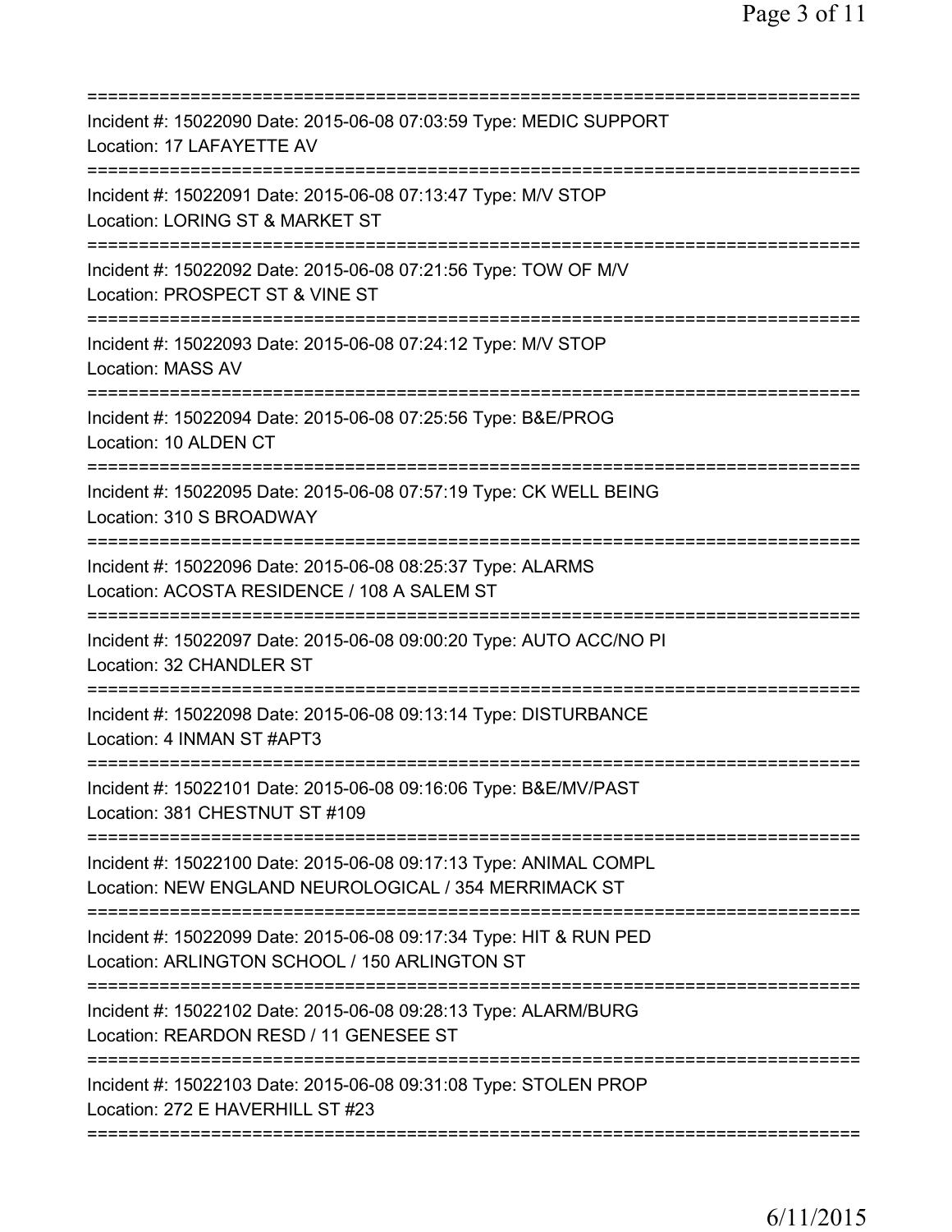===========================================================================
Incident #: 15022090 Date: 2015-06-08 07:03:59 Type: MEDIC SUPPORT
Location: 17 LAFAYETTE AV
===========================================================================
Incident #: 15022091 Date: 2015-06-08 07:13:47 Type: M/V STOP
Location: LORING ST & MARKET ST
===========================================================================
Incident #: 15022092 Date: 2015-06-08 07:21:56 Type: TOW OF M/V
Location: PROSPECT ST & VINE ST
===========================================================================
Incident #: 15022093 Date: 2015-06-08 07:24:12 Type: M/V STOP
Location: MASS AV
===========================================================================
Incident #: 15022094 Date: 2015-06-08 07:25:56 Type: B&E/PROG
Location: 10 ALDEN CT
===========================================================================
Incident #: 15022095 Date: 2015-06-08 07:57:19 Type: CK WELL BEING
Location: 310 S BROADWAY
===========================================================================
Incident #: 15022096 Date: 2015-06-08 08:25:37 Type: ALARMS
Location: ACOSTA RESIDENCE / 108 A SALEM ST
===========================================================================
Incident #: 15022097 Date: 2015-06-08 09:00:20 Type: AUTO ACC/NO PI
Location: 32 CHANDLER ST
===========================================================================
Incident #: 15022098 Date: 2015-06-08 09:13:14 Type: DISTURBANCE
Location: 4 INMAN ST #APT3
===========================================================================
Incident #: 15022101 Date: 2015-06-08 09:16:06 Type: B&E/MV/PAST
Location: 381 CHESTNUT ST #109
===========================================================================
Incident #: 15022100 Date: 2015-06-08 09:17:13 Type: ANIMAL COMPL
Location: NEW ENGLAND NEUROLOGICAL / 354 MERRIMACK ST
===========================================================================
Incident #: 15022099 Date: 2015-06-08 09:17:34 Type: HIT & RUN PED
Location: ARLINGTON SCHOOL / 150 ARLINGTON ST
===========================================================================
Incident #: 15022102 Date: 2015-06-08 09:28:13 Type: ALARM/BURG
Location: REARDON RESD / 11 GENESEE ST
===========================================================================
Incident #: 15022103 Date: 2015-06-08 09:31:08 Type: STOLEN PROP
Location: 272 E HAVERHILL ST #23
===========================================================================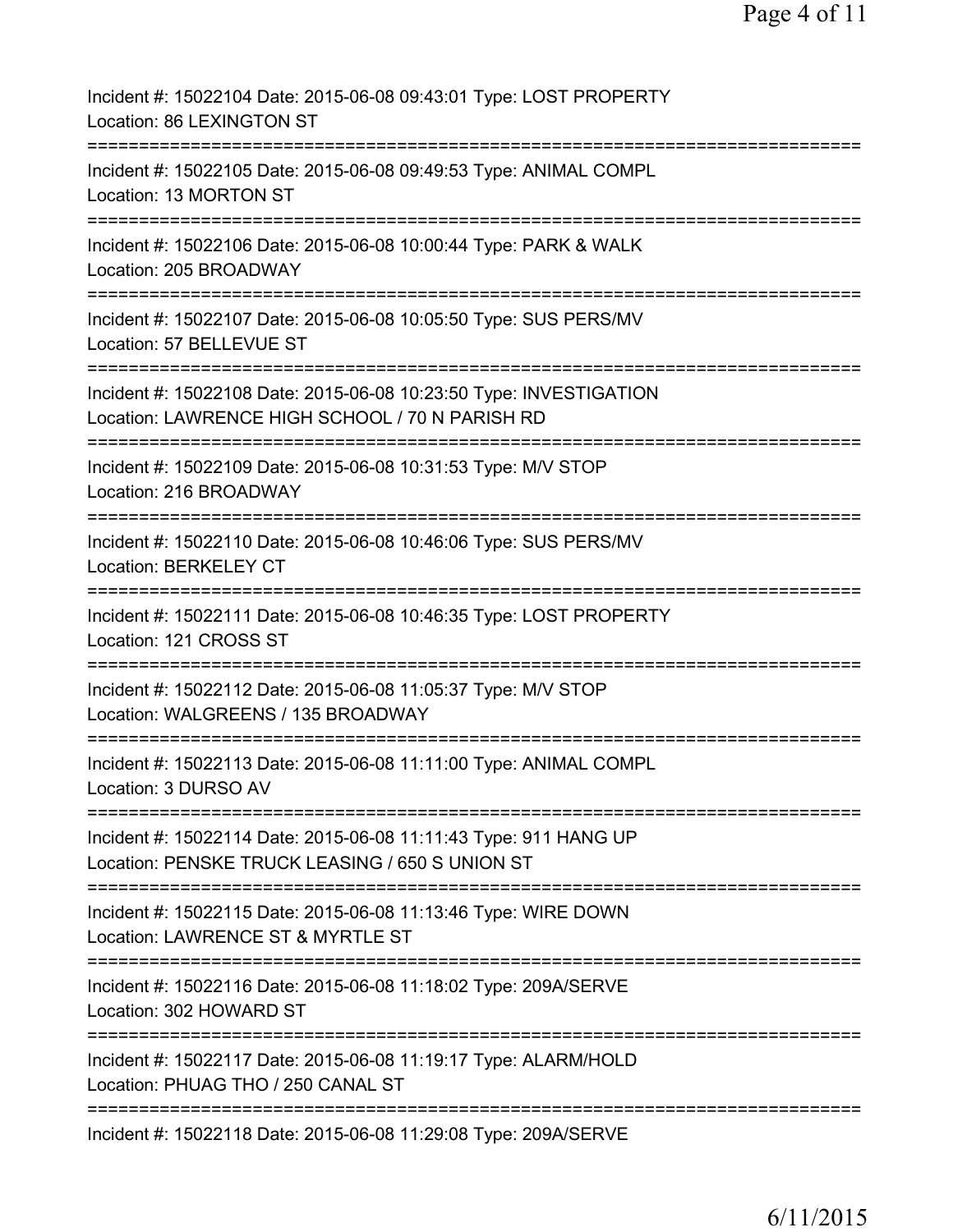Incident #: 15022104 Date: 2015-06-08 09:43:01 Type: LOST PROPERTY
Location: 86 LEXINGTON ST
===========================================================================
Incident #: 15022105 Date: 2015-06-08 09:49:53 Type: ANIMAL COMPL
Location: 13 MORTON ST
===========================================================================
Incident #: 15022106 Date: 2015-06-08 10:00:44 Type: PARK & WALK
Location: 205 BROADWAY
===========================================================================
Incident #: 15022107 Date: 2015-06-08 10:05:50 Type: SUS PERS/MV
Location: 57 BELLEVUE ST
===========================================================================
Incident #: 15022108 Date: 2015-06-08 10:23:50 Type: INVESTIGATION
Location: LAWRENCE HIGH SCHOOL / 70 N PARISH RD
===========================================================================
Incident #: 15022109 Date: 2015-06-08 10:31:53 Type: M/V STOP
Location: 216 BROADWAY
===========================================================================
Incident #: 15022110 Date: 2015-06-08 10:46:06 Type: SUS PERS/MV
Location: BERKELEY CT
===========================================================================
Incident #: 15022111 Date: 2015-06-08 10:46:35 Type: LOST PROPERTY
Location: 121 CROSS ST
===========================================================================
Incident #: 15022112 Date: 2015-06-08 11:05:37 Type: M/V STOP
Location: WALGREENS / 135 BROADWAY
===========================================================================
Incident #: 15022113 Date: 2015-06-08 11:11:00 Type: ANIMAL COMPL
Location: 3 DURSO AV
===========================================================================
Incident #: 15022114 Date: 2015-06-08 11:11:43 Type: 911 HANG UP
Location: PENSKE TRUCK LEASING / 650 S UNION ST
===========================================================================
Incident #: 15022115 Date: 2015-06-08 11:13:46 Type: WIRE DOWN
Location: LAWRENCE ST & MYRTLE ST
===========================================================================
Incident #: 15022116 Date: 2015-06-08 11:18:02 Type: 209A/SERVE
Location: 302 HOWARD ST
===========================================================================
Incident #: 15022117 Date: 2015-06-08 11:19:17 Type: ALARM/HOLD
Location: PHUAG THO / 250 CANAL ST
===========================================================================
Incident #: 15022118 Date: 2015-06-08 11:29:08 Type: 209A/SERVE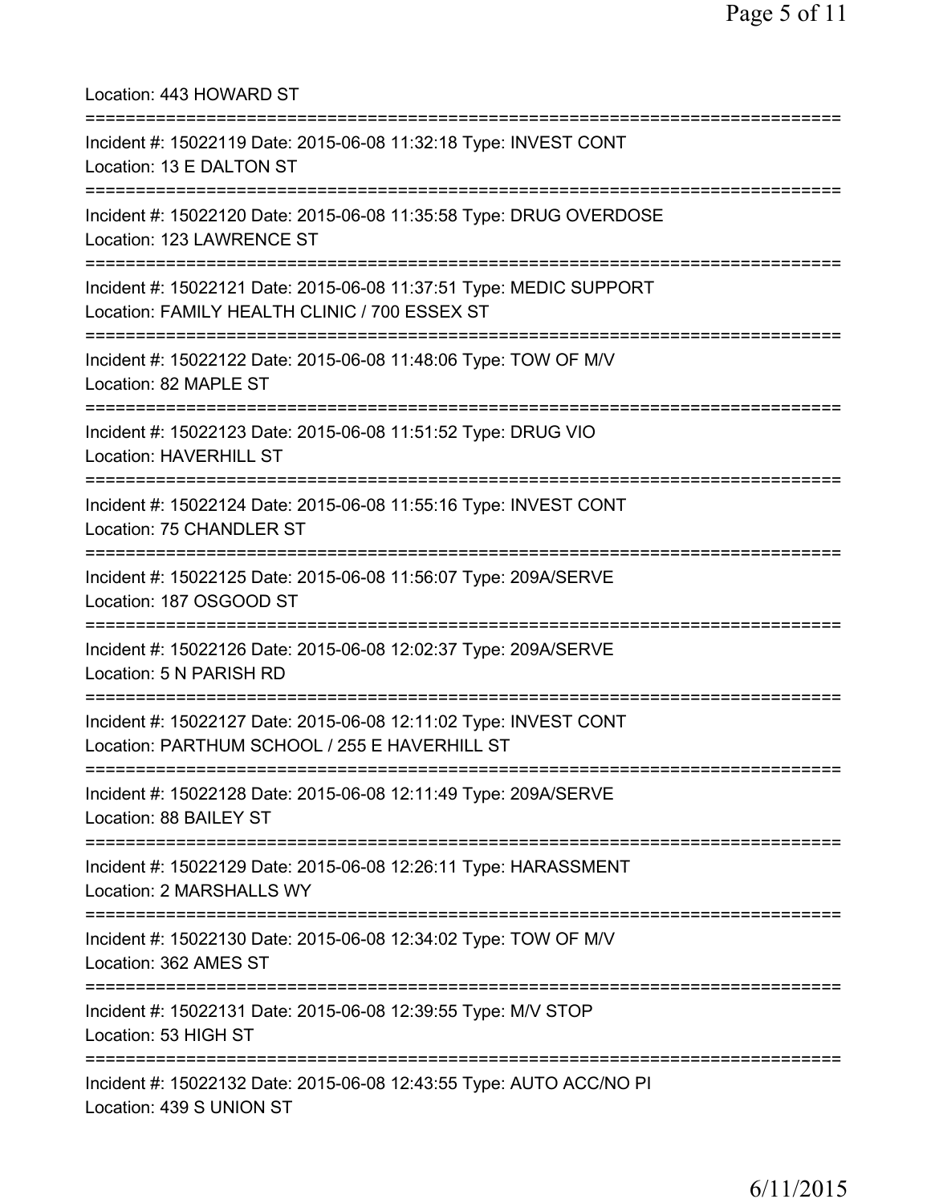Location: 443 HOWARD ST

===========================================================================

Incident #: 15022119 Date: 2015-06-08 11:32:18 Type: INVEST CONT
Location: 13 E DALTON ST

===========================================================================

Incident #: 15022120 Date: 2015-06-08 11:35:58 Type: DRUG OVERDOSE
Location: 123 LAWRENCE ST

===========================================================================

Incident #: 15022121 Date: 2015-06-08 11:37:51 Type: MEDIC SUPPORT
Location: FAMILY HEALTH CLINIC / 700 ESSEX ST

===========================================================================

Incident #: 15022122 Date: 2015-06-08 11:48:06 Type: TOW OF M/V
Location: 82 MAPLE ST

===========================================================================

Incident #: 15022123 Date: 2015-06-08 11:51:52 Type: DRUG VIO
Location: HAVERHILL ST

===========================================================================

Incident #: 15022124 Date: 2015-06-08 11:55:16 Type: INVEST CONT
Location: 75 CHANDLER ST

===========================================================================

Incident #: 15022125 Date: 2015-06-08 11:56:07 Type: 209A/SERVE
Location: 187 OSGOOD ST

===========================================================================

Incident #: 15022126 Date: 2015-06-08 12:02:37 Type: 209A/SERVE
Location: 5 N PARISH RD

===========================================================================

Incident #: 15022127 Date: 2015-06-08 12:11:02 Type: INVEST CONT
Location: PARTHUM SCHOOL / 255 E HAVERHILL ST

===========================================================================

Incident #: 15022128 Date: 2015-06-08 12:11:49 Type: 209A/SERVE
Location: 88 BAILEY ST

===========================================================================

Incident #: 15022129 Date: 2015-06-08 12:26:11 Type: HARASSMENT
Location: 2 MARSHALLS WY

===========================================================================

Incident #: 15022130 Date: 2015-06-08 12:34:02 Type: TOW OF M/V
Location: 362 AMES ST

===========================================================================

Incident #: 15022131 Date: 2015-06-08 12:39:55 Type: M/V STOP
Location: 53 HIGH ST

===========================================================================

Incident #: 15022132 Date: 2015-06-08 12:43:55 Type: AUTO ACC/NO PI
Location: 439 S UNION ST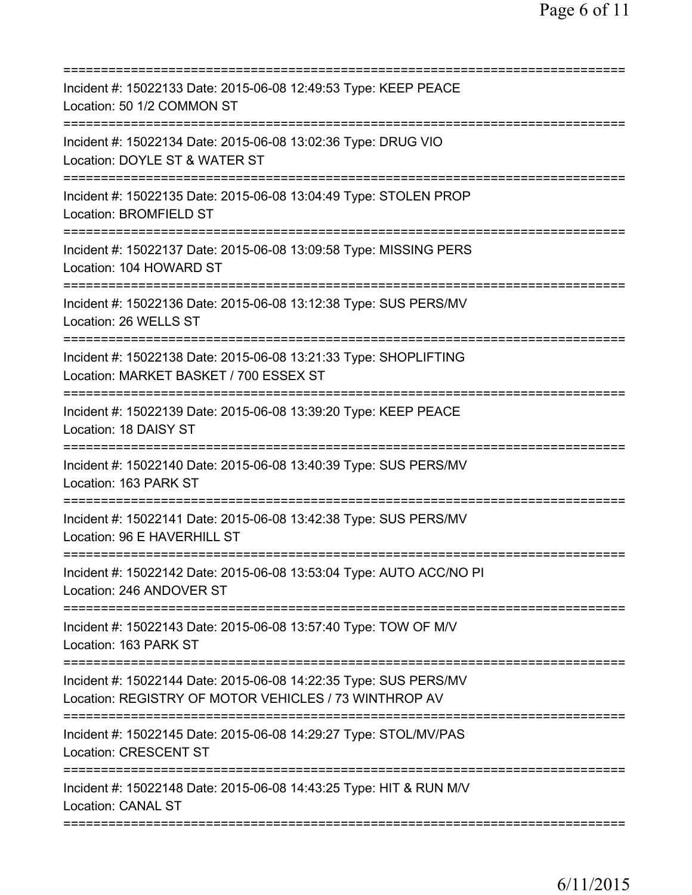===========================================================================
Incident #: 15022133 Date: 2015-06-08 12:49:53 Type: KEEP PEACE
Location: 50 1/2 COMMON ST
===========================================================================
Incident #: 15022134 Date: 2015-06-08 13:02:36 Type: DRUG VIO
Location: DOYLE ST & WATER ST
===========================================================================
Incident #: 15022135 Date: 2015-06-08 13:04:49 Type: STOLEN PROP
Location: BROMFIELD ST
===========================================================================
Incident #: 15022137 Date: 2015-06-08 13:09:58 Type: MISSING PERS
Location: 104 HOWARD ST
===========================================================================
Incident #: 15022136 Date: 2015-06-08 13:12:38 Type: SUS PERS/MV
Location: 26 WELLS ST
===========================================================================
Incident #: 15022138 Date: 2015-06-08 13:21:33 Type: SHOPLIFTING
Location: MARKET BASKET / 700 ESSEX ST
===========================================================================
Incident #: 15022139 Date: 2015-06-08 13:39:20 Type: KEEP PEACE
Location: 18 DAISY ST
===========================================================================
Incident #: 15022140 Date: 2015-06-08 13:40:39 Type: SUS PERS/MV
Location: 163 PARK ST
===========================================================================
Incident #: 15022141 Date: 2015-06-08 13:42:38 Type: SUS PERS/MV
Location: 96 E HAVERHILL ST
===========================================================================
Incident #: 15022142 Date: 2015-06-08 13:53:04 Type: AUTO ACC/NO PI
Location: 246 ANDOVER ST
===========================================================================
Incident #: 15022143 Date: 2015-06-08 13:57:40 Type: TOW OF M/V
Location: 163 PARK ST
===========================================================================
Incident #: 15022144 Date: 2015-06-08 14:22:35 Type: SUS PERS/MV
Location: REGISTRY OF MOTOR VEHICLES / 73 WINTHROP AV
===========================================================================
Incident #: 15022145 Date: 2015-06-08 14:29:27 Type: STOL/MV/PAS
Location: CRESCENT ST
===========================================================================
Incident #: 15022148 Date: 2015-06-08 14:43:25 Type: HIT & RUN M/V
Location: CANAL ST
===========================================================================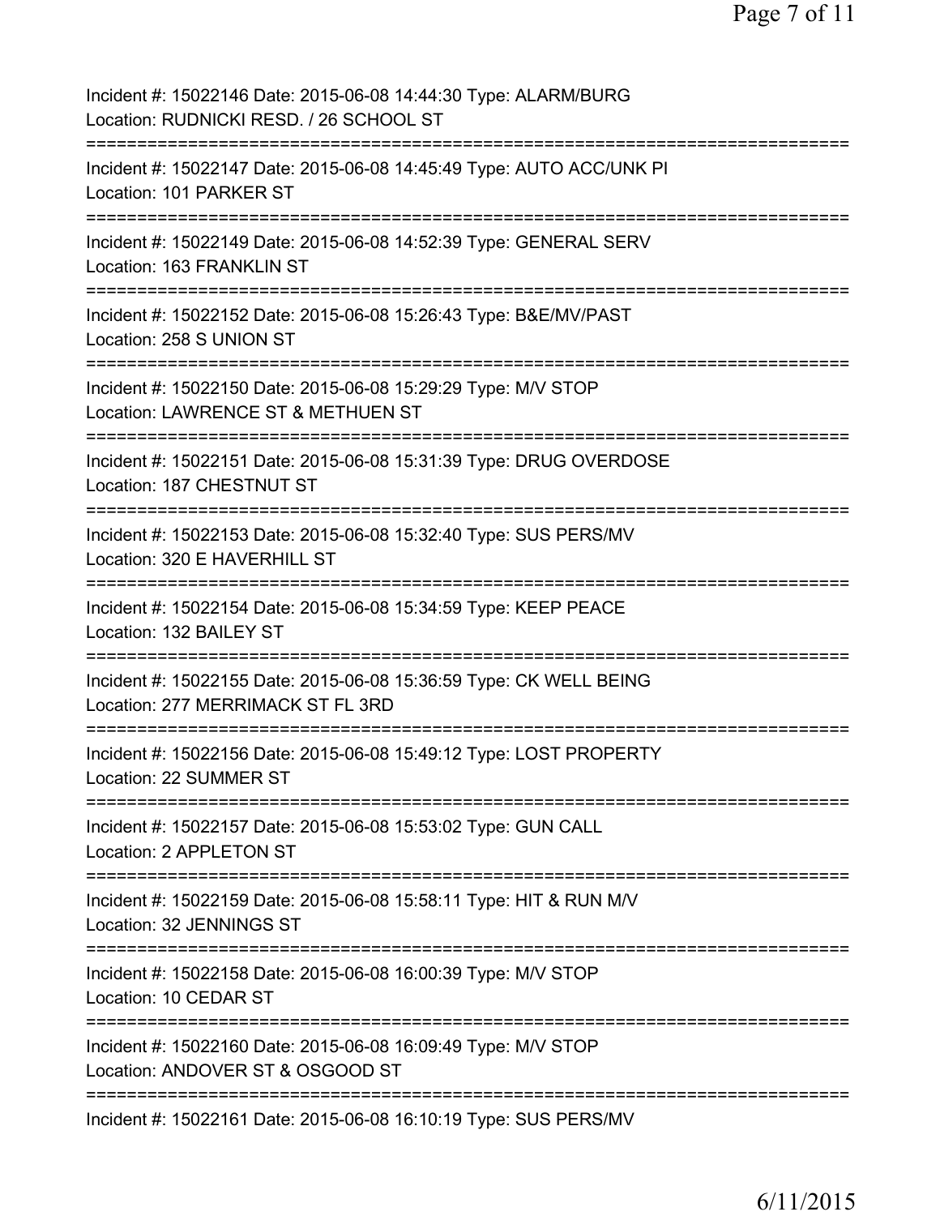Incident #: 15022146 Date: 2015-06-08 14:44:30 Type: ALARM/BURG
Location: RUDNICKI RESD. / 26 SCHOOL ST

===========================================================================

Incident #: 15022147 Date: 2015-06-08 14:45:49 Type: AUTO ACC/UNK PI
Location: 101 PARKER ST

===========================================================================

Incident #: 15022149 Date: 2015-06-08 14:52:39 Type: GENERAL SERV
Location: 163 FRANKLIN ST

===========================================================================

Incident #: 15022152 Date: 2015-06-08 15:26:43 Type: B&E/MV/PAST
Location: 258 S UNION ST

===========================================================================

Incident #: 15022150 Date: 2015-06-08 15:29:29 Type: M/V STOP
Location: LAWRENCE ST & METHUEN ST

===========================================================================

Incident #: 15022151 Date: 2015-06-08 15:31:39 Type: DRUG OVERDOSE
Location: 187 CHESTNUT ST

===========================================================================

Incident #: 15022153 Date: 2015-06-08 15:32:40 Type: SUS PERS/MV
Location: 320 E HAVERHILL ST

===========================================================================

Incident #: 15022154 Date: 2015-06-08 15:34:59 Type: KEEP PEACE
Location: 132 BAILEY ST

===========================================================================

Incident #: 15022155 Date: 2015-06-08 15:36:59 Type: CK WELL BEING
Location: 277 MERRIMACK ST FL 3RD

===========================================================================

Incident #: 15022156 Date: 2015-06-08 15:49:12 Type: LOST PROPERTY
Location: 22 SUMMER ST

===========================================================================

Incident #: 15022157 Date: 2015-06-08 15:53:02 Type: GUN CALL
Location: 2 APPLETON ST

===========================================================================

Incident #: 15022159 Date: 2015-06-08 15:58:11 Type: HIT & RUN M/V
Location: 32 JENNINGS ST

===========================================================================

Incident #: 15022158 Date: 2015-06-08 16:00:39 Type: M/V STOP
Location: 10 CEDAR ST

===========================================================================

Incident #: 15022160 Date: 2015-06-08 16:09:49 Type: M/V STOP
Location: ANDOVER ST & OSGOOD ST

===========================================================================

Incident #: 15022161 Date: 2015-06-08 16:10:19 Type: SUS PERS/MV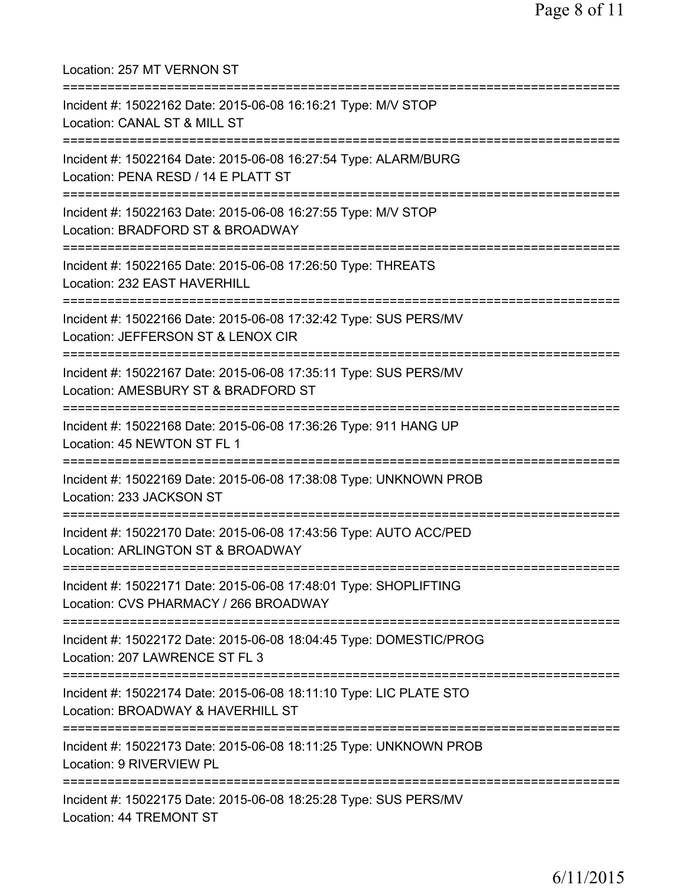Location: 257 MT VERNON ST

===========================================================================

Incident #: 15022162 Date: 2015-06-08 16:16:21 Type: M/V STOP
Location: CANAL ST & MILL ST

===========================================================================

Incident #: 15022164 Date: 2015-06-08 16:27:54 Type: ALARM/BURG
Location: PENA RESD / 14 E PLATT ST

===========================================================================

Incident #: 15022163 Date: 2015-06-08 16:27:55 Type: M/V STOP
Location: BRADFORD ST & BROADWAY

===========================================================================

Incident #: 15022165 Date: 2015-06-08 17:26:50 Type: THREATS
Location: 232 EAST HAVERHILL

===========================================================================

Incident #: 15022166 Date: 2015-06-08 17:32:42 Type: SUS PERS/MV
Location: JEFFERSON ST & LENOX CIR

===========================================================================

Incident #: 15022167 Date: 2015-06-08 17:35:11 Type: SUS PERS/MV
Location: AMESBURY ST & BRADFORD ST

===========================================================================

Incident #: 15022168 Date: 2015-06-08 17:36:26 Type: 911 HANG UP
Location: 45 NEWTON ST FL 1

===========================================================================

Incident #: 15022169 Date: 2015-06-08 17:38:08 Type: UNKNOWN PROB
Location: 233 JACKSON ST

===========================================================================

Incident #: 15022170 Date: 2015-06-08 17:43:56 Type: AUTO ACC/PED
Location: ARLINGTON ST & BROADWAY

===========================================================================

Incident #: 15022171 Date: 2015-06-08 17:48:01 Type: SHOPLIFTING
Location: CVS PHARMACY / 266 BROADWAY

===========================================================================

Incident #: 15022172 Date: 2015-06-08 18:04:45 Type: DOMESTIC/PROG
Location: 207 LAWRENCE ST FL 3

===========================================================================

Incident #: 15022174 Date: 2015-06-08 18:11:10 Type: LIC PLATE STO
Location: BROADWAY & HAVERHILL ST

===========================================================================

Incident #: 15022173 Date: 2015-06-08 18:11:25 Type: UNKNOWN PROB
Location: 9 RIVERVIEW PL

===========================================================================

Incident #: 15022175 Date: 2015-06-08 18:25:28 Type: SUS PERS/MV
Location: 44 TREMONT ST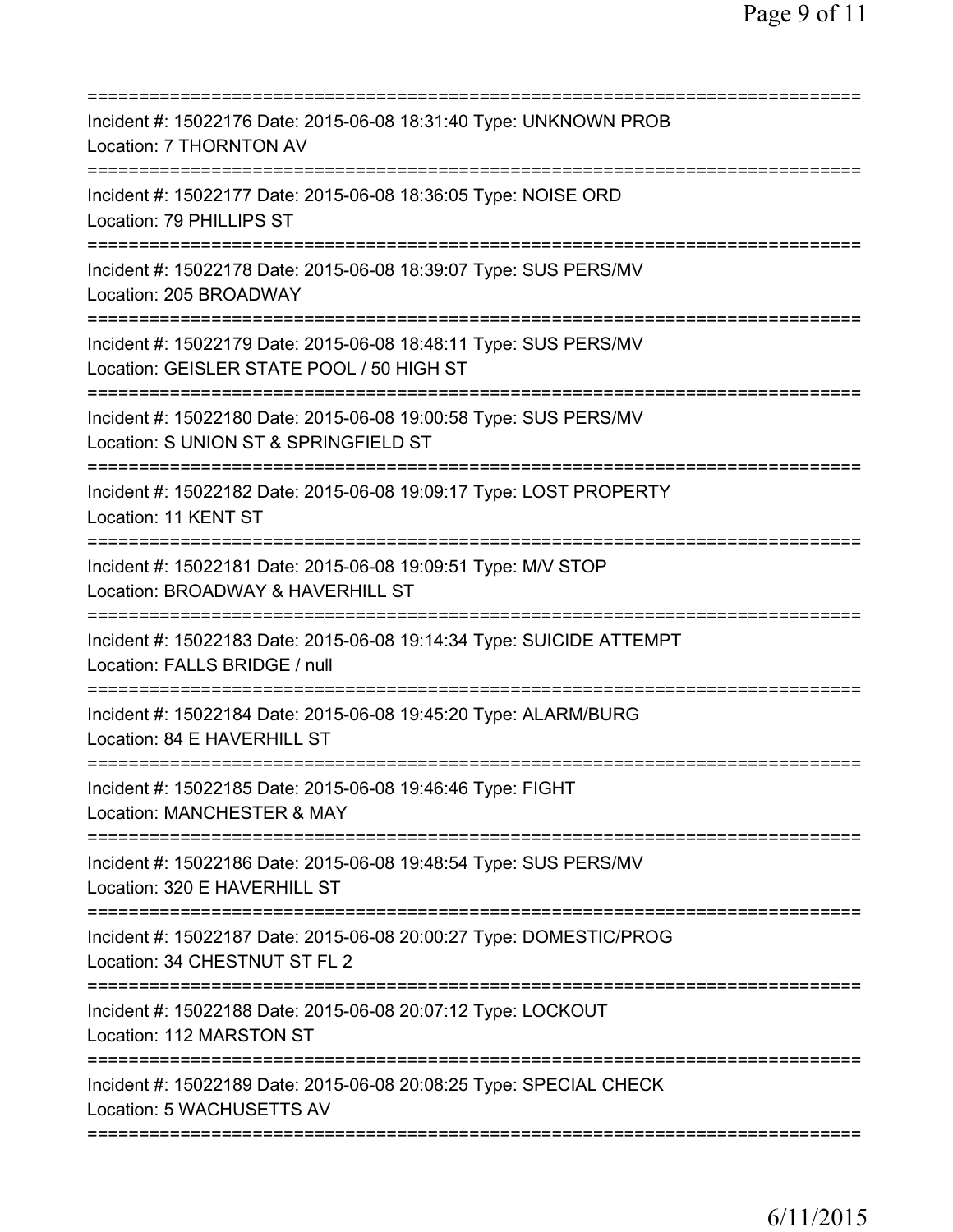===========================================================================
Incident #: 15022176 Date: 2015-06-08 18:31:40 Type: UNKNOWN PROB
Location: 7 THORNTON AV
===========================================================================
Incident #: 15022177 Date: 2015-06-08 18:36:05 Type: NOISE ORD
Location: 79 PHILLIPS ST
===========================================================================
Incident #: 15022178 Date: 2015-06-08 18:39:07 Type: SUS PERS/MV
Location: 205 BROADWAY
===========================================================================
Incident #: 15022179 Date: 2015-06-08 18:48:11 Type: SUS PERS/MV
Location: GEISLER STATE POOL / 50 HIGH ST
===========================================================================
Incident #: 15022180 Date: 2015-06-08 19:00:58 Type: SUS PERS/MV
Location: S UNION ST & SPRINGFIELD ST
===========================================================================
Incident #: 15022182 Date: 2015-06-08 19:09:17 Type: LOST PROPERTY
Location: 11 KENT ST
===========================================================================
Incident #: 15022181 Date: 2015-06-08 19:09:51 Type: M/V STOP
Location: BROADWAY & HAVERHILL ST
===========================================================================
Incident #: 15022183 Date: 2015-06-08 19:14:34 Type: SUICIDE ATTEMPT
Location: FALLS BRIDGE / null
===========================================================================
Incident #: 15022184 Date: 2015-06-08 19:45:20 Type: ALARM/BURG
Location: 84 E HAVERHILL ST
===========================================================================
Incident #: 15022185 Date: 2015-06-08 19:46:46 Type: FIGHT
Location: MANCHESTER & MAY
===========================================================================
Incident #: 15022186 Date: 2015-06-08 19:48:54 Type: SUS PERS/MV
Location: 320 E HAVERHILL ST
===========================================================================
Incident #: 15022187 Date: 2015-06-08 20:00:27 Type: DOMESTIC/PROG
Location: 34 CHESTNUT ST FL 2
===========================================================================
Incident #: 15022188 Date: 2015-06-08 20:07:12 Type: LOCKOUT
Location: 112 MARSTON ST
===========================================================================
Incident #: 15022189 Date: 2015-06-08 20:08:25 Type: SPECIAL CHECK
Location: 5 WACHUSETTS AV
===========================================================================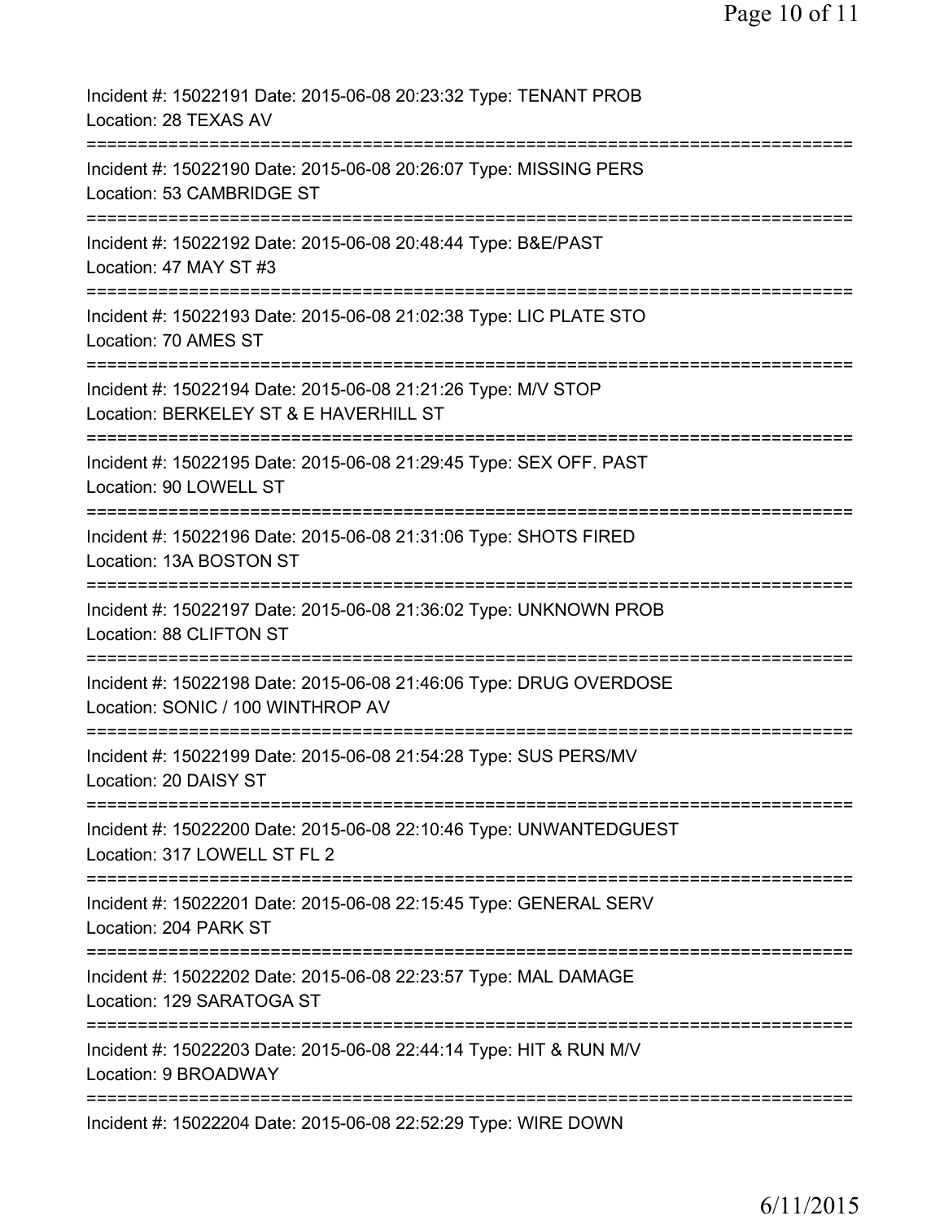Incident #: 15022191 Date: 2015-06-08 20:23:32 Type: TENANT PROB
Location: 28 TEXAS AV

===========================================================================

Incident #: 15022190 Date: 2015-06-08 20:26:07 Type: MISSING PERS
Location: 53 CAMBRIDGE ST

===========================================================================

Incident #: 15022192 Date: 2015-06-08 20:48:44 Type: B&E/PAST
Location: 47 MAY ST #3

===========================================================================

Incident #: 15022193 Date: 2015-06-08 21:02:38 Type: LIC PLATE STO
Location: 70 AMES ST

===========================================================================

Incident #: 15022194 Date: 2015-06-08 21:21:26 Type: M/V STOP
Location: BERKELEY ST & E HAVERHILL ST

===========================================================================

Incident #: 15022195 Date: 2015-06-08 21:29:45 Type: SEX OFF. PAST
Location: 90 LOWELL ST

===========================================================================

Incident #: 15022196 Date: 2015-06-08 21:31:06 Type: SHOTS FIRED
Location: 13A BOSTON ST

===========================================================================

Incident #: 15022197 Date: 2015-06-08 21:36:02 Type: UNKNOWN PROB
Location: 88 CLIFTON ST

===========================================================================

Incident #: 15022198 Date: 2015-06-08 21:46:06 Type: DRUG OVERDOSE
Location: SONIC / 100 WINTHROP AV

===========================================================================

Incident #: 15022199 Date: 2015-06-08 21:54:28 Type: SUS PERS/MV
Location: 20 DAISY ST

===========================================================================

Incident #: 15022200 Date: 2015-06-08 22:10:46 Type: UNWANTEDGUEST
Location: 317 LOWELL ST FL 2

===========================================================================

Incident #: 15022201 Date: 2015-06-08 22:15:45 Type: GENERAL SERV
Location: 204 PARK ST

===========================================================================

Incident #: 15022202 Date: 2015-06-08 22:23:57 Type: MAL DAMAGE
Location: 129 SARATOGA ST

===========================================================================

Incident #: 15022203 Date: 2015-06-08 22:44:14 Type: HIT & RUN M/V
Location: 9 BROADWAY

===========================================================================

Incident #: 15022204 Date: 2015-06-08 22:52:29 Type: WIRE DOWN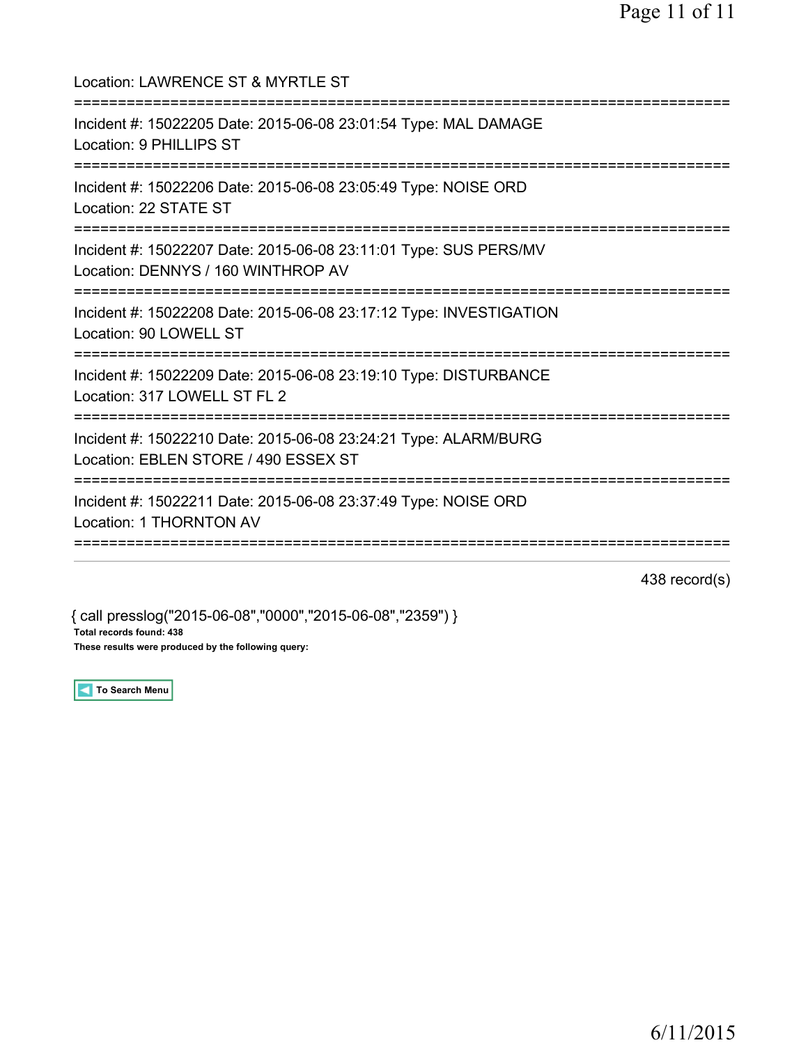Location: LAWRENCE ST & MYRTLE ST

===========================================================================

Incident #: 15022205 Date: 2015-06-08 23:01:54 Type: MAL DAMAGE

Location: 9 PHILLIPS ST

===========================================================================

Incident #: 15022206 Date: 2015-06-08 23:05:49 Type: NOISE ORD

Location: 22 STATE ST

===========================================================================

Incident #: 15022207 Date: 2015-06-08 23:11:01 Type: SUS PERS/MV

Location: DENNYS / 160 WINTHROP AV

===========================================================================

Incident #: 15022208 Date: 2015-06-08 23:17:12 Type: INVESTIGATION

Location: 90 LOWELL ST

===========================================================================

Incident #: 15022209 Date: 2015-06-08 23:19:10 Type: DISTURBANCE

Location: 317 LOWELL ST FL 2

===========================================================================

Incident #: 15022210 Date: 2015-06-08 23:24:21 Type: ALARM/BURG

Location: EBLEN STORE / 490 ESSEX ST

===========================================================================

Incident #: 15022211 Date: 2015-06-08 23:37:49 Type: NOISE ORD

Location: 1 THORNTON AV

===========================================================================

438 record(s)

{ call presslog("2015-06-08","0000","2015-06-08","2359") }

**Total records found: 438**

**These results were produced by the following query:**

To Search Menu